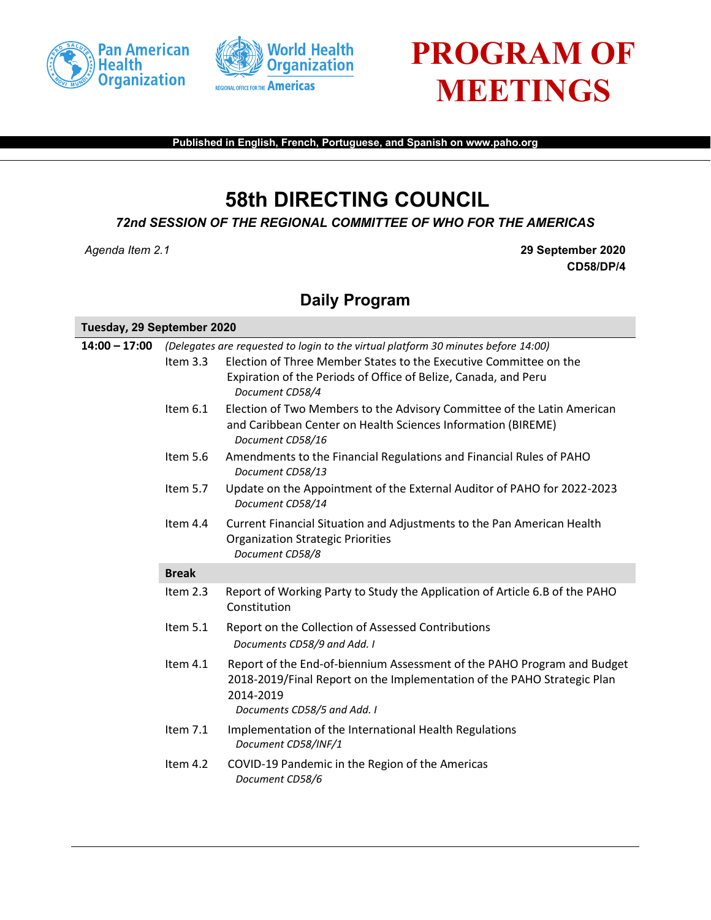Pan American Health Organization

World Health Organization
REGIONAL OFFICE FOR THE Americas

# PROGRAM OF MEETINGS

**Published in English, French, Portuguese, and Spanish on www.paho.org**

## 58th DIRECTING COUNCIL

***72nd SESSION OF THE REGIONAL COMMITTEE OF WHO FOR THE AMERICAS***

*Agenda Item 2.1*

**29 September 2020**
**CD58/DP/4**

## Daily Program

**Tuesday, 29 September 2020**

**14:00 – 17:00** *(Delegates are requested to login to the virtual platform 30 minutes before 14:00)*

Item 3.3 Election of Three Member States to the Executive Committee on the Expiration of the Periods of Office of Belize, Canada, and Peru
*Document CD58/4*

Item 6.1 Election of Two Members to the Advisory Committee of the Latin American and Caribbean Center on Health Sciences Information (BIREME)
*Document CD58/16*

Item 5.6 Amendments to the Financial Regulations and Financial Rules of PAHO
*Document CD58/13*

Item 5.7 Update on the Appointment of the External Auditor of PAHO for 2022-2023
*Document CD58/14*

Item 4.4 Current Financial Situation and Adjustments to the Pan American Health Organization Strategic Priorities
*Document CD58/8*

**Break**

Item 2.3 Report of Working Party to Study the Application of Article 6.B of the PAHO Constitution

Item 5.1 Report on the Collection of Assessed Contributions
*Documents CD58/9 and Add. I*

Item 4.1 Report of the End-of-biennium Assessment of the PAHO Program and Budget 2018-2019/Final Report on the Implementation of the PAHO Strategic Plan 2014-2019
*Documents CD58/5 and Add. I*

Item 7.1 Implementation of the International Health Regulations
*Document CD58/INF/1*

Item 4.2 COVID-19 Pandemic in the Region of the Americas
*Document CD58/6*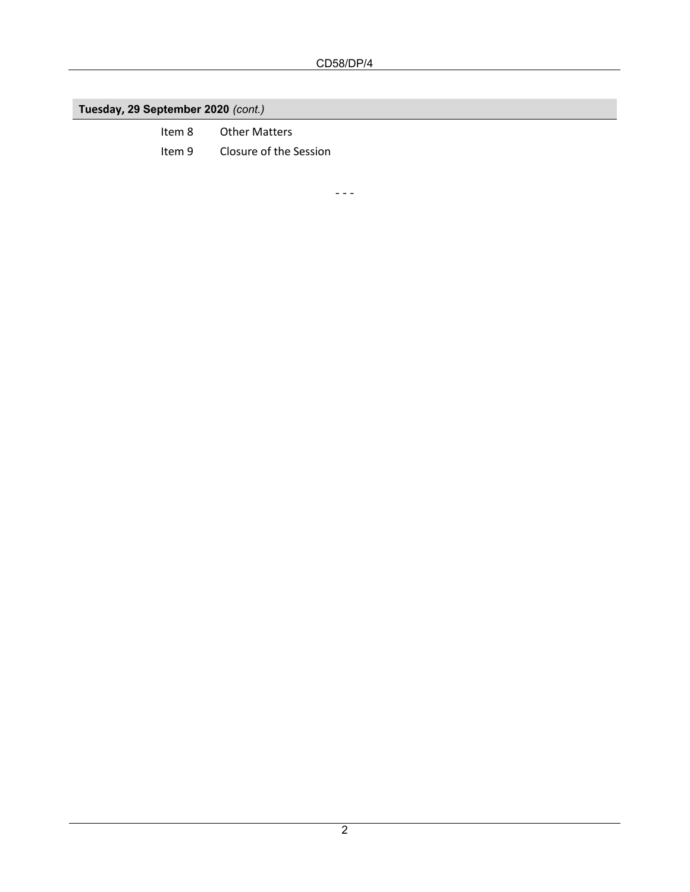**Tuesday, 29 September 2020** *(cont.)*

Item 8 Other Matters

Item 9 Closure of the Session

- - -